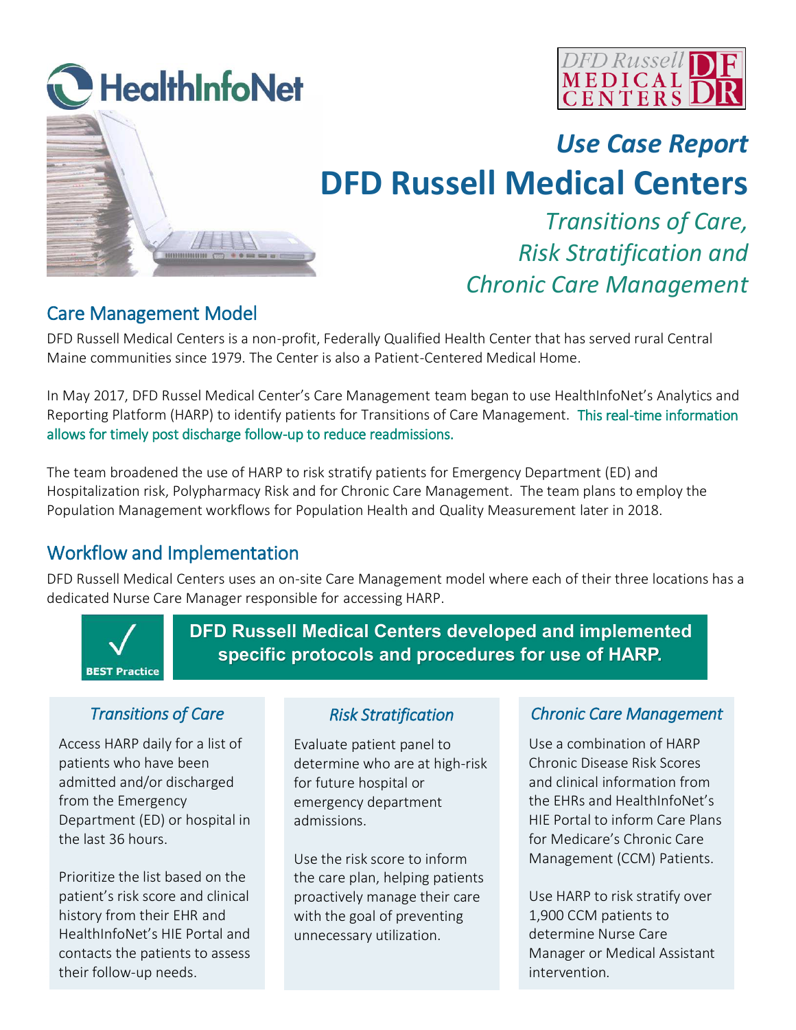HealthInfoNet

DFD Russell MEDICAL CENTERS

*Use Case Report*

# DFD Russell Medical Centers

*Transitions of Care, Risk Stratification and Chronic Care Management*

## Care Management Model

DFD Russell Medical Centers is a non-profit, Federally Qualified Health Center that has served rural Central Maine communities since 1979. The Center is also a Patient-Centered Medical Home.

In May 2017, DFD Russel Medical Center's Care Management team began to use HealthInfoNet's Analytics and Reporting Platform (HARP) to identify patients for Transitions of Care Management. This real-time information allows for timely post discharge follow-up to reduce readmissions.

The team broadened the use of HARP to risk stratify patients for Emergency Department (ED) and Hospitalization risk, Polypharmacy Risk and for Chronic Care Management. The team plans to employ the Population Management workflows for Population Health and Quality Measurement later in 2018.

## Workflow and Implementation

DFD Russell Medical Centers uses an on-site Care Management model where each of their three locations has a dedicated Nurse Care Manager responsible for accessing HARP.

√ BEST Practice

**DFD Russell Medical Centers developed and implemented specific protocols and procedures for use of HARP.**

### *Transitions of Care*

Access HARP daily for a list of patients who have been admitted and/or discharged from the Emergency Department (ED) or hospital in the last 36 hours.

Prioritize the list based on the patient's risk score and clinical history from their EHR and HealthInfoNet's HIE Portal and contacts the patients to assess their follow-up needs.

### *Risk Stratification*

Evaluate patient panel to determine who are at high-risk for future hospital or emergency department admissions.

Use the risk score to inform the care plan, helping patients proactively manage their care with the goal of preventing unnecessary utilization.

### *Chronic Care Management*

Use a combination of HARP Chronic Disease Risk Scores and clinical information from the EHRs and HealthInfoNet's HIE Portal to inform Care Plans for Medicare's Chronic Care Management (CCM) Patients.

Use HARP to risk stratify over 1,900 CCM patients to determine Nurse Care Manager or Medical Assistant intervention.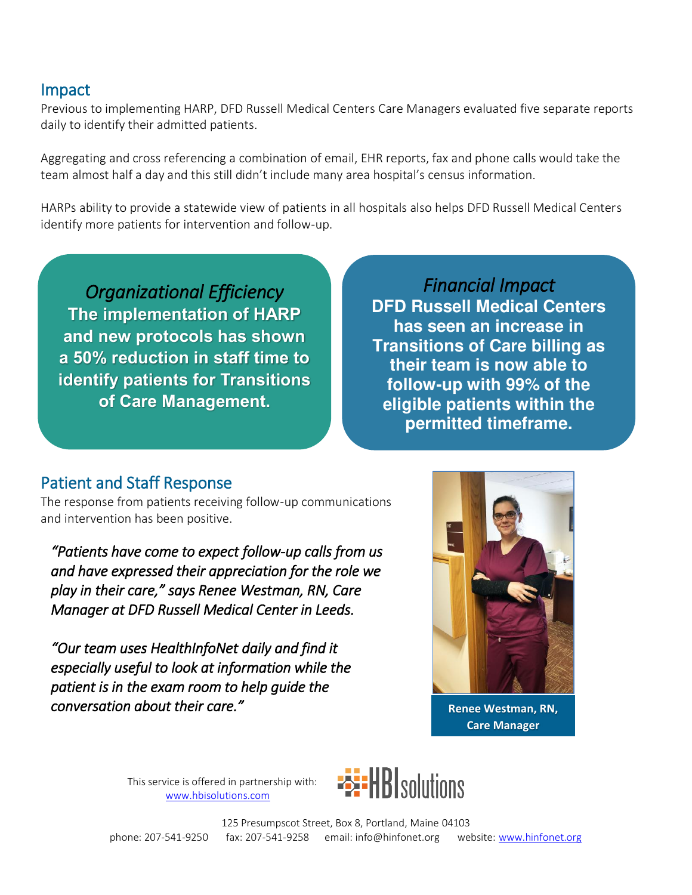## Impact

Previous to implementing HARP, DFD Russell Medical Centers Care Managers evaluated five separate reports daily to identify their admitted patients.

Aggregating and cross referencing a combination of email, EHR reports, fax and phone calls would take the team almost half a day and this still didn't include many area hospital's census information.

HARPs ability to provide a statewide view of patients in all hospitals also helps DFD Russell Medical Centers identify more patients for intervention and follow-up.

### *Organizational Efficiency*

**The implementation of HARP and new protocols has shown a 50% reduction in staff time to identify patients for Transitions of Care Management.**

### *Financial Impact*

**DFD Russell Medical Centers has seen an increase in Transitions of Care billing as their team is now able to follow-up with 99% of the eligible patients within the permitted timeframe.**

## Patient and Staff Response

The response from patients receiving follow-up communications and intervention has been positive.

*"Patients have come to expect follow-up calls from us and have expressed their appreciation for the role we play in their care," says Renee Westman, RN, Care Manager at DFD Russell Medical Center in Leeds.*

*"Our team uses HealthInfoNet daily and find it especially useful to look at information while the patient is in the exam room to help guide the conversation about their care."*

**Renee Westman, RN, Care Manager**

This service is offered in partnership with: www.hbisolutions.com

HBIsolutions

125 Presumpscot Street, Box 8, Portland, Maine 04103
phone: 207-541-9250 fax: 207-541-9258 email: info@hinfonet.org website: www.hinfonet.org